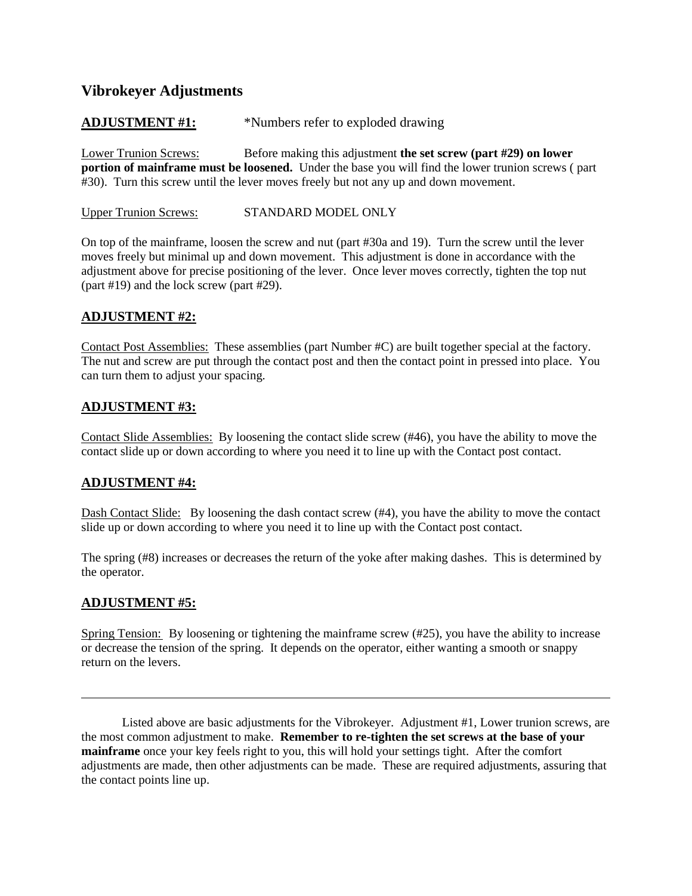## Vibrokeyer Adjustments

**ADJUSTMENT #1:** *Numbers refer to exploded drawing

Lower Trunion Screws: Before making this adjustment **the set screw (part #29) on lower portion of mainframe must be loosened.** Under the base you will find the lower trunion screws ( part #30). Turn this screw until the lever moves freely but not any up and down movement.

Upper Trunion Screws: STANDARD MODEL ONLY

On top of the mainframe, loosen the screw and nut (part #30a and 19). Turn the screw until the lever moves freely but minimal up and down movement. This adjustment is done in accordance with the adjustment above for precise positioning of the lever. Once lever moves correctly, tighten the top nut (part #19) and the lock screw (part #29).

### ADJUSTMENT #2:

Contact Post Assemblies: These assemblies (part Number #C) are built together special at the factory. The nut and screw are put through the contact post and then the contact point in pressed into place. You can turn them to adjust your spacing.

### ADJUSTMENT #3:

Contact Slide Assemblies: By loosening the contact slide screw (#46), you have the ability to move the contact slide up or down according to where you need it to line up with the Contact post contact.

### ADJUSTMENT #4:

Dash Contact Slide: By loosening the dash contact screw (#4), you have the ability to move the contact slide up or down according to where you need it to line up with the Contact post contact.

The spring (#8) increases or decreases the return of the yoke after making dashes. This is determined by the operator.

### ADJUSTMENT #5:

Spring Tension: By loosening or tightening the mainframe screw (#25), you have the ability to increase or decrease the tension of the spring. It depends on the operator, either wanting a smooth or snappy return on the levers.

---

Listed above are basic adjustments for the Vibrokeyer. Adjustment #1, Lower trunion screws, are the most common adjustment to make. **Remember to re-tighten the set screws at the base of your mainframe** once your key feels right to you, this will hold your settings tight. After the comfort adjustments are made, then other adjustments can be made. These are required adjustments, assuring that the contact points line up.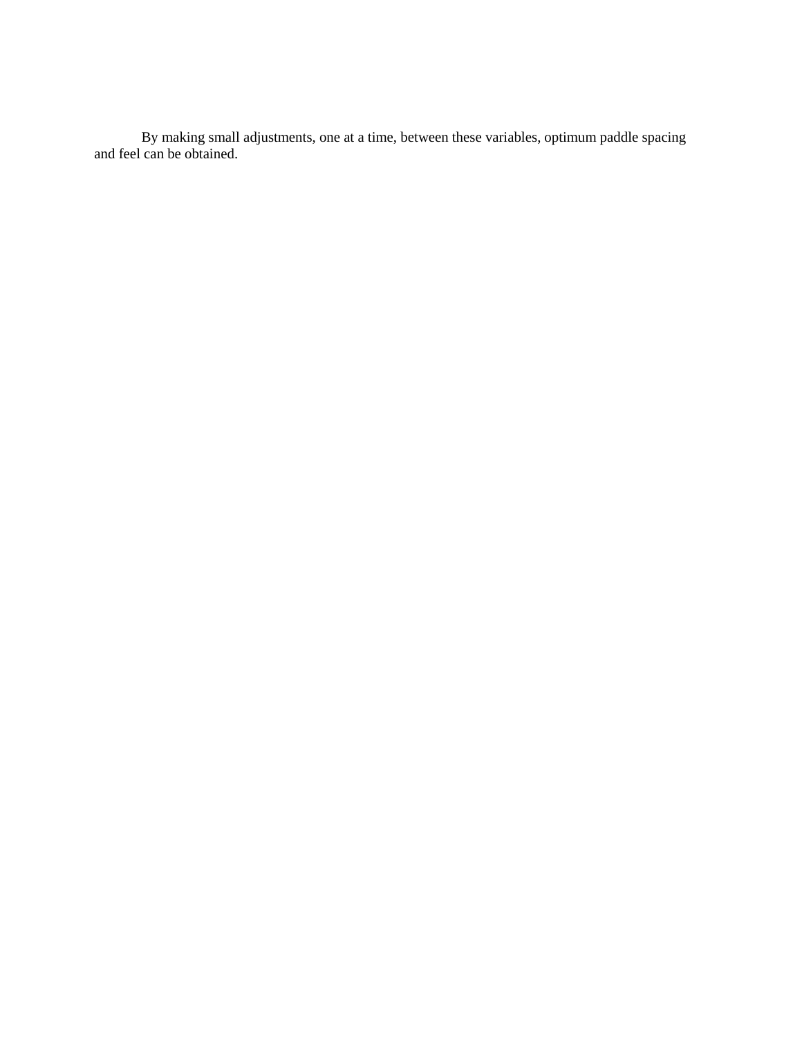By making small adjustments, one at a time, between these variables, optimum paddle spacing and feel can be obtained.